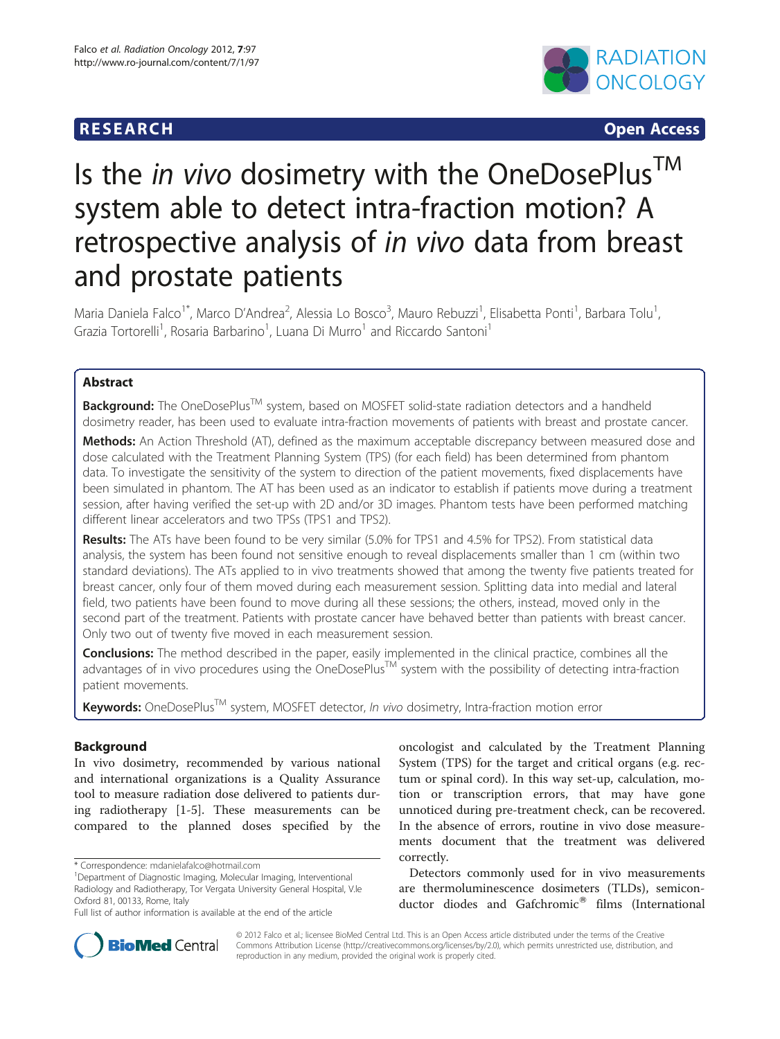RESEARCH Open Access

# Is the *in vivo* dosimetry with the OneDosePlus™ system able to detect intra-fraction motion? A retrospective analysis of *in vivo* data from breast and prostate patients

Maria Daniela Falco[1*], Marco D'Andrea[2], Alessia Lo Bosco[3], Mauro Rebuzzi[1], Elisabetta Ponti[1], Barbara Tolu[1], Grazia Tortorelli[1], Rosaria Barbarino[1], Luana Di Murro[1] and Riccardo Santoni[1]

## Abstract

**Background:** The OneDosePlus™ system, based on MOSFET solid-state radiation detectors and a handheld dosimetry reader, has been used to evaluate intra-fraction movements of patients with breast and prostate cancer.

**Methods:** An Action Threshold (AT), defined as the maximum acceptable discrepancy between measured dose and dose calculated with the Treatment Planning System (TPS) (for each field) has been determined from phantom data. To investigate the sensitivity of the system to direction of the patient movements, fixed displacements have been simulated in phantom. The AT has been used as an indicator to establish if patients move during a treatment session, after having verified the set-up with 2D and/or 3D images. Phantom tests have been performed matching different linear accelerators and two TPSs (TPS1 and TPS2).

**Results:** The ATs have been found to be very similar (5.0% for TPS1 and 4.5% for TPS2). From statistical data analysis, the system has been found not sensitive enough to reveal displacements smaller than 1 cm (within two standard deviations). The ATs applied to in vivo treatments showed that among the twenty five patients treated for breast cancer, only four of them moved during each measurement session. Splitting data into medial and lateral field, two patients have been found to move during all these sessions; the others, instead, moved only in the second part of the treatment. Patients with prostate cancer have behaved better than patients with breast cancer. Only two out of twenty five moved in each measurement session.

**Conclusions:** The method described in the paper, easily implemented in the clinical practice, combines all the advantages of in vivo procedures using the OneDosePlus™ system with the possibility of detecting intra-fraction patient movements.

**Keywords:** OneDosePlus™ system, MOSFET detector, *In vivo* dosimetry, Intra-fraction motion error

## Background

In vivo dosimetry, recommended by various national and international organizations is a Quality Assurance tool to measure radiation dose delivered to patients during radiotherapy [1-5]. These measurements can be compared to the planned doses specified by the oncologist and calculated by the Treatment Planning System (TPS) for the target and critical organs (e.g. rectum or spinal cord). In this way set-up, calculation, motion or transcription errors, that may have gone unnoticed during pre-treatment check, can be recovered. In the absence of errors, routine in vivo dose measurements document that the treatment was delivered correctly.

Detectors commonly used for in vivo measurements are thermoluminescence dosimeters (TLDs), semiconductor diodes and Gafchromic® films (International

\* Correspondence: mdanielafalco@hotmail.com
[1]Department of Diagnostic Imaging, Molecular Imaging, Interventional Radiology and Radiotherapy, Tor Vergata University General Hospital, V.le Oxford 81, 00133, Rome, Italy
Full list of author information is available at the end of the article

© 2012 Falco et al.; licensee BioMed Central Ltd. This is an Open Access article distributed under the terms of the Creative Commons Attribution License (http://creativecommons.org/licenses/by/2.0), which permits unrestricted use, distribution, and reproduction in any medium, provided the original work is properly cited.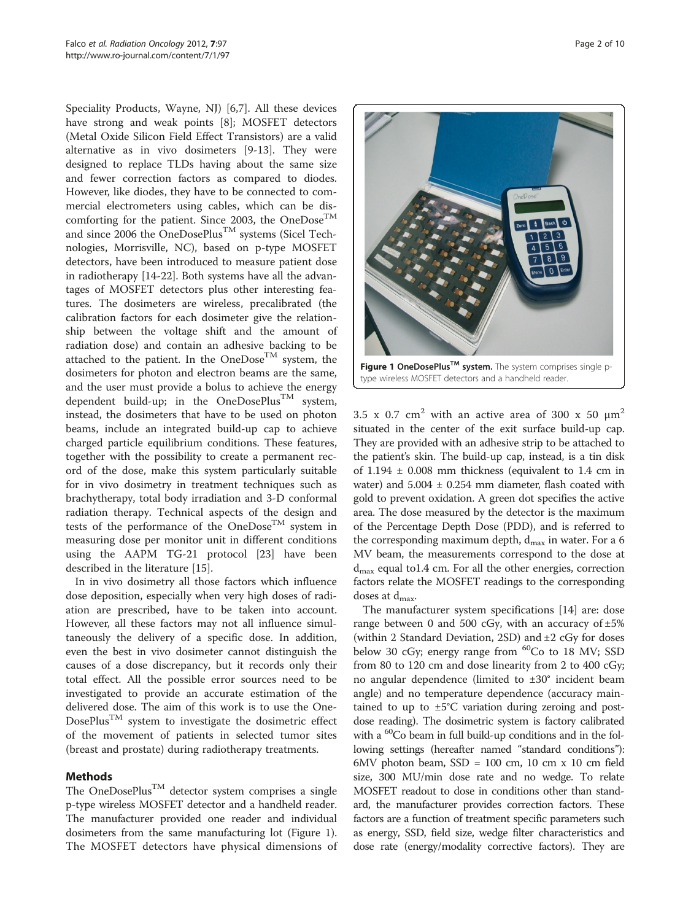Speciality Products, Wayne, NJ) [6,7]. All these devices have strong and weak points [8]; MOSFET detectors (Metal Oxide Silicon Field Effect Transistors) are a valid alternative as in vivo dosimeters [9-13]. They were designed to replace TLDs having about the same size and fewer correction factors as compared to diodes. However, like diodes, they have to be connected to commercial electrometers using cables, which can be discomforting for the patient. Since 2003, the OneDose$^{TM}$ and since 2006 the OneDosePlus$^{TM}$ systems (Sicel Technologies, Morrisville, NC), based on p-type MOSFET detectors, have been introduced to measure patient dose in radiotherapy [14-22]. Both systems have all the advantages of MOSFET detectors plus other interesting features. The dosimeters are wireless, precalibrated (the calibration factors for each dosimeter give the relationship between the voltage shift and the amount of radiation dose) and contain an adhesive backing to be attached to the patient. In the OneDose$^{TM}$ system, the dosimeters for photon and electron beams are the same, and the user must provide a bolus to achieve the energy dependent build-up; in the OneDosePlus$^{TM}$ system, instead, the dosimeters that have to be used on photon beams, include an integrated build-up cap to achieve charged particle equilibrium conditions. These features, together with the possibility to create a permanent record of the dose, make this system particularly suitable for in vivo dosimetry in treatment techniques such as brachytherapy, total body irradiation and 3-D conformal radiation therapy. Technical aspects of the design and tests of the performance of the OneDose$^{TM}$ system in measuring dose per monitor unit in different conditions using the AAPM TG-21 protocol [23] have been described in the literature [15].

In in vivo dosimetry all those factors which influence dose deposition, especially when very high doses of radiation are prescribed, have to be taken into account. However, all these factors may not all influence simultaneously the delivery of a specific dose. In addition, even the best in vivo dosimeter cannot distinguish the causes of a dose discrepancy, but it records only their total effect. All the possible error sources need to be investigated to provide an accurate estimation of the delivered dose. The aim of this work is to use the OneDosePlus$^{TM}$ system to investigate the dosimetric effect of the movement of patients in selected tumor sites (breast and prostate) during radiotherapy treatments.

## Methods

The OneDosePlus$^{TM}$ detector system comprises a single p-type wireless MOSFET detector and a handheld reader. The manufacturer provided one reader and individual dosimeters from the same manufacturing lot (Figure 1). The MOSFET detectors have physical dimensions of 3.5 x 0.7 $cm^2$ with an active area of 300 x 50 $\mu m^2$ situated in the center of the exit surface build-up cap. They are provided with an adhesive strip to be attached to the patient's skin. The build-up cap, instead, is a tin disk of 1.194 ± 0.008 mm thickness (equivalent to 1.4 cm in water) and 5.004 ± 0.254 mm diameter, flash coated with gold to prevent oxidation. A green dot specifies the active area. The dose measured by the detector is the maximum of the Percentage Depth Dose (PDD), and is referred to the corresponding maximum depth, $d_{max}$ in water. For a 6 MV beam, the measurements correspond to the dose at $d_{max}$ equal to1.4 cm. For all the other energies, correction factors relate the MOSFET readings to the corresponding doses at $d_{max}$.

**Figure 1 OneDosePlus$^{TM}$ system.** The system comprises single p-type wireless MOSFET detectors and a handheld reader.

The manufacturer system specifications [14] are: dose range between 0 and 500 cGy, with an accuracy of ±5% (within 2 Standard Deviation, 2SD) and ±2 cGy for doses below 30 cGy; energy range from $^{60}$Co to 18 MV; SSD from 80 to 120 cm and dose linearity from 2 to 400 cGy; no angular dependence (limited to ±30° incident beam angle) and no temperature dependence (accuracy maintained to up to ±5°C variation during zeroing and post-dose reading). The dosimetric system is factory calibrated with a $^{60}$Co beam in full build-up conditions and in the following settings (hereafter named "standard conditions"): 6MV photon beam, SSD = 100 cm, 10 cm x 10 cm field size, 300 MU/min dose rate and no wedge. To relate MOSFET readout to dose in conditions other than standard, the manufacturer provides correction factors. These factors are a function of treatment specific parameters such as energy, SSD, field size, wedge filter characteristics and dose rate (energy/modality corrective factors). They are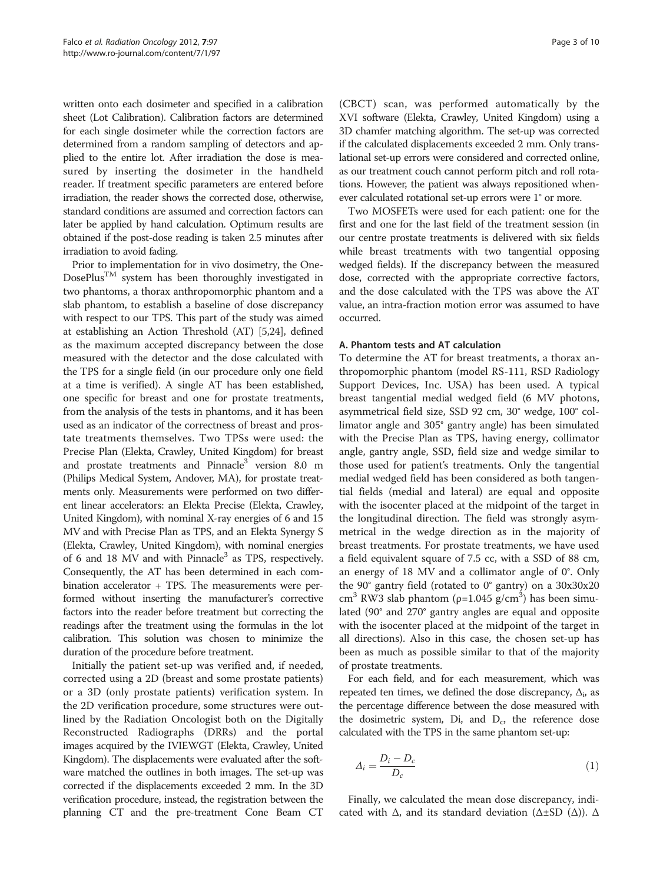written onto each dosimeter and specified in a calibration sheet (Lot Calibration). Calibration factors are determined for each single dosimeter while the correction factors are determined from a random sampling of detectors and applied to the entire lot. After irradiation the dose is measured by inserting the dosimeter in the handheld reader. If treatment specific parameters are entered before irradiation, the reader shows the corrected dose, otherwise, standard conditions are assumed and correction factors can later be applied by hand calculation. Optimum results are obtained if the post-dose reading is taken 2.5 minutes after irradiation to avoid fading.

Prior to implementation for in vivo dosimetry, the OneDosePlus™ system has been thoroughly investigated in two phantoms, a thorax anthropomorphic phantom and a slab phantom, to establish a baseline of dose discrepancy with respect to our TPS. This part of the study was aimed at establishing an Action Threshold (AT) [5,24], defined as the maximum accepted discrepancy between the dose measured with the detector and the dose calculated with the TPS for a single field (in our procedure only one field at a time is verified). A single AT has been established, one specific for breast and one for prostate treatments, from the analysis of the tests in phantoms, and it has been used as an indicator of the correctness of breast and prostate treatments themselves. Two TPSs were used: the Precise Plan (Elekta, Crawley, United Kingdom) for breast and prostate treatments and Pinnacle[3] version 8.0 m (Philips Medical System, Andover, MA), for prostate treatments only. Measurements were performed on two different linear accelerators: an Elekta Precise (Elekta, Crawley, United Kingdom), with nominal X-ray energies of 6 and 15 MV and with Precise Plan as TPS, and an Elekta Synergy S (Elekta, Crawley, United Kingdom), with nominal energies of 6 and 18 MV and with Pinnacle[3] as TPS, respectively. Consequently, the AT has been determined in each combination accelerator + TPS. The measurements were performed without inserting the manufacturer's corrective factors into the reader before treatment but correcting the readings after the treatment using the formulas in the lot calibration. This solution was chosen to minimize the duration of the procedure before treatment.

Initially the patient set-up was verified and, if needed, corrected using a 2D (breast and some prostate patients) or a 3D (only prostate patients) verification system. In the 2D verification procedure, some structures were outlined by the Radiation Oncologist both on the Digitally Reconstructed Radiographs (DRRs) and the portal images acquired by the IVIEWGT (Elekta, Crawley, United Kingdom). The displacements were evaluated after the software matched the outlines in both images. The set-up was corrected if the displacements exceeded 2 mm. In the 3D verification procedure, instead, the registration between the planning CT and the pre-treatment Cone Beam CT (CBCT) scan, was performed automatically by the XVI software (Elekta, Crawley, United Kingdom) using a 3D chamfer matching algorithm. The set-up was corrected if the calculated displacements exceeded 2 mm. Only translational set-up errors were considered and corrected online, as our treatment couch cannot perform pitch and roll rotations. However, the patient was always repositioned whenever calculated rotational set-up errors were 1° or more.

Two MOSFETs were used for each patient: one for the first and one for the last field of the treatment session (in our centre prostate treatments is delivered with six fields while breast treatments with two tangential opposing wedged fields). If the discrepancy between the measured dose, corrected with the appropriate corrective factors, and the dose calculated with the TPS was above the AT value, an intra-fraction motion error was assumed to have occurred.

### A. Phantom tests and AT calculation

To determine the AT for breast treatments, a thorax anthropomorphic phantom (model RS-111, RSD Radiology Support Devices, Inc. USA) has been used. A typical breast tangential medial wedged field (6 MV photons, asymmetrical field size, SSD 92 cm, 30° wedge, 100° collimator angle and 305° gantry angle) has been simulated with the Precise Plan as TPS, having energy, collimator angle, gantry angle, SSD, field size and wedge similar to those used for patient's treatments. Only the tangential medial wedged field has been considered as both tangential fields (medial and lateral) are equal and opposite with the isocenter placed at the midpoint of the target in the longitudinal direction. The field was strongly asymmetrical in the wedge direction as in the majority of breast treatments. For prostate treatments, we have used a field equivalent square of 7.5 cc, with a SSD of 88 cm, an energy of 18 MV and a collimator angle of 0°. Only the 90° gantry field (rotated to 0° gantry) on a 30x30x20 $cm^3$ RW3 slab phantom ($\rho$=1.045 $g/cm^3$) has been simulated (90° and 270° gantry angles are equal and opposite with the isocenter placed at the midpoint of the target in all directions). Also in this case, the chosen set-up has been as much as possible similar to that of the majority of prostate treatments.

For each field, and for each measurement, which was repeated ten times, we defined the dose discrepancy, $\Delta_i$, as the percentage difference between the dose measured with the dosimetric system, Di, and $D_c$, the reference dose calculated with the TPS in the same phantom set-up:

$$\Delta_i = \frac{D_i - D_c}{D_c} \tag{1}$$

Finally, we calculated the mean dose discrepancy, indicated with $\Delta$, and its standard deviation ($\Delta \pm SD(\Delta)$). $\Delta$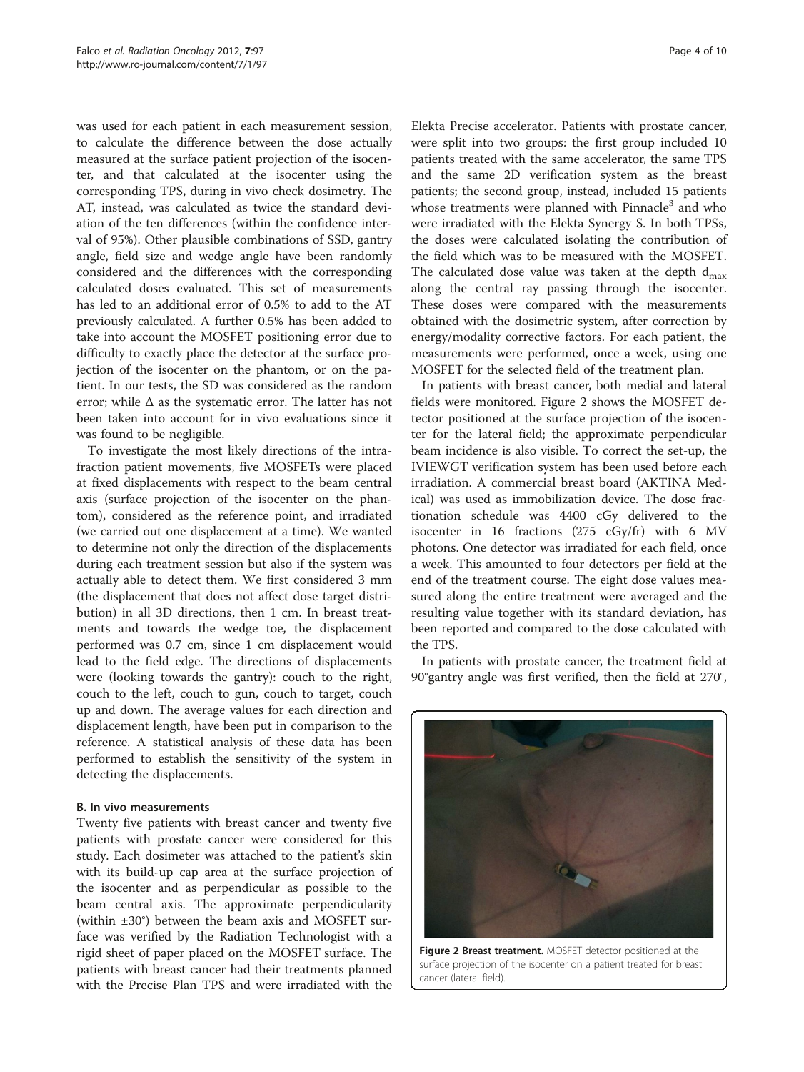was used for each patient in each measurement session, to calculate the difference between the dose actually measured at the surface patient projection of the isocenter, and that calculated at the isocenter using the corresponding TPS, during in vivo check dosimetry. The AT, instead, was calculated as twice the standard deviation of the ten differences (within the confidence interval of 95%). Other plausible combinations of SSD, gantry angle, field size and wedge angle have been randomly considered and the differences with the corresponding calculated doses evaluated. This set of measurements has led to an additional error of 0.5% to add to the AT previously calculated. A further 0.5% has been added to take into account the MOSFET positioning error due to difficulty to exactly place the detector at the surface projection of the isocenter on the phantom, or on the patient. In our tests, the SD was considered as the random error; while $\Delta$ as the systematic error. The latter has not been taken into account for in vivo evaluations since it was found to be negligible.

To investigate the most likely directions of the intrafraction patient movements, five MOSFETs were placed at fixed displacements with respect to the beam central axis (surface projection of the isocenter on the phantom), considered as the reference point, and irradiated (we carried out one displacement at a time). We wanted to determine not only the direction of the displacements during each treatment session but also if the system was actually able to detect them. We first considered 3 mm (the displacement that does not affect dose target distribution) in all 3D directions, then 1 cm. In breast treatments and towards the wedge toe, the displacement performed was 0.7 cm, since 1 cm displacement would lead to the field edge. The directions of displacements were (looking towards the gantry): couch to the right, couch to the left, couch to gun, couch to target, couch up and down. The average values for each direction and displacement length, have been put in comparison to the reference. A statistical analysis of these data has been performed to establish the sensitivity of the system in detecting the displacements.

### B. In vivo measurements

Twenty five patients with breast cancer and twenty five patients with prostate cancer were considered for this study. Each dosimeter was attached to the patient's skin with its build-up cap area at the surface projection of the isocenter and as perpendicular as possible to the beam central axis. The approximate perpendicularity (within ±30°) between the beam axis and MOSFET surface was verified by the Radiation Technologist with a rigid sheet of paper placed on the MOSFET surface. The patients with breast cancer had their treatments planned with the Precise Plan TPS and were irradiated with the Elekta Precise accelerator. Patients with prostate cancer, were split into two groups: the first group included 10 patients treated with the same accelerator, the same TPS and the same 2D verification system as the breast patients; the second group, instead, included 15 patients whose treatments were planned with Pinnacle[3] and who were irradiated with the Elekta Synergy S. In both TPSs, the doses were calculated isolating the contribution of the field which was to be measured with the MOSFET. The calculated dose value was taken at the depth $d_{max}$ along the central ray passing through the isocenter. These doses were compared with the measurements obtained with the dosimetric system, after correction by energy/modality corrective factors. For each patient, the measurements were performed, once a week, using one MOSFET for the selected field of the treatment plan.

In patients with breast cancer, both medial and lateral fields were monitored. Figure 2 shows the MOSFET detector positioned at the surface projection of the isocenter for the lateral field; the approximate perpendicular beam incidence is also visible. To correct the set-up, the IVIEWGT verification system has been used before each irradiation. A commercial breast board (AKTINA Medical) was used as immobilization device. The dose fractionation schedule was 4400 cGy delivered to the isocenter in 16 fractions (275 cGy/fr) with 6 MV photons. One detector was irradiated for each field, once a week. This amounted to four detectors per field at the end of the treatment course. The eight dose values measured along the entire treatment were averaged and the resulting value together with its standard deviation, has been reported and compared to the dose calculated with the TPS.

**Figure 2 Breast treatment.** MOSFET detector positioned at the surface projection of the isocenter on a patient treated for breast cancer (lateral field).

In patients with prostate cancer, the treatment field at 90°gantry angle was first verified, then the field at 270°,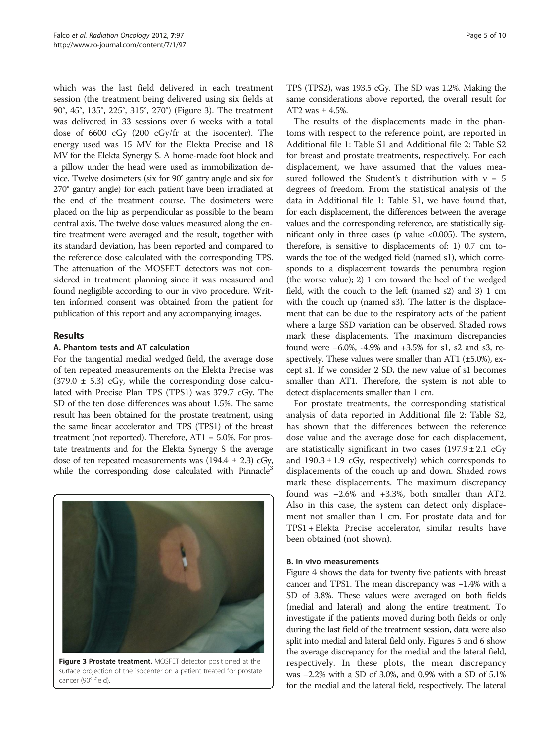which was the last field delivered in each treatment session (the treatment being delivered using six fields at 90°, 45°, 135°, 225°, 315°, 270°) (Figure 3). The treatment was delivered in 33 sessions over 6 weeks with a total dose of 6600 cGy (200 cGy/fr at the isocenter). The energy used was 15 MV for the Elekta Precise and 18 MV for the Elekta Synergy S. A home-made foot block and a pillow under the head were used as immobilization device. Twelve dosimeters (six for 90° gantry angle and six for 270° gantry angle) for each patient have been irradiated at the end of the treatment course. The dosimeters were placed on the hip as perpendicular as possible to the beam central axis. The twelve dose values measured along the entire treatment were averaged and the result, together with its standard deviation, has been reported and compared to the reference dose calculated with the corresponding TPS. The attenuation of the MOSFET detectors was not considered in treatment planning since it was measured and found negligible according to our in vivo procedure. Written informed consent was obtained from the patient for publication of this report and any accompanying images.

## Results

### A. Phantom tests and AT calculation

For the tangential medial wedged field, the average dose of ten repeated measurements on the Elekta Precise was (379.0 ± 5.3) cGy, while the corresponding dose calculated with Precise Plan TPS (TPS1) was 379.7 cGy. The SD of the ten dose differences was about 1.5%. The same result has been obtained for the prostate treatment, using the same linear accelerator and TPS (TPS1) of the breast treatment (not reported). Therefore, AT1 = 5.0%. For prostate treatments and for the Elekta Synergy S the average dose of ten repeated measurements was (194.4 ± 2.3) cGy, while the corresponding dose calculated with Pinnacle[3] TPS (TPS2), was 193.5 cGy. The SD was 1.2%. Making the same considerations above reported, the overall result for AT2 was ± 4.5%.

**Figure 3 Prostate treatment.** MOSFET detector positioned at the surface projection of the isocenter on a patient treated for prostate cancer (90° field).

The results of the displacements made in the phantoms with respect to the reference point, are reported in Additional file 1: Table S1 and Additional file 2: Table S2 for breast and prostate treatments, respectively. For each displacement, we have assumed that the values measured followed the Student's t distribution with $\nu = 5$ degrees of freedom. From the statistical analysis of the data in Additional file 1: Table S1, we have found that, for each displacement, the differences between the average values and the corresponding reference, are statistically significant only in three cases (p value <0.005). The system, therefore, is sensitive to displacements of: 1) 0.7 cm towards the toe of the wedged field (named s1), which corresponds to a displacement towards the penumbra region (the worse value); 2) 1 cm toward the heel of the wedged field, with the couch to the left (named s2) and 3) 1 cm with the couch up (named s3). The latter is the displacement that can be due to the respiratory acts of the patient where a large SSD variation can be observed. Shaded rows mark these displacements. The maximum discrepancies found were −6.0%, -4.9% and +3.5% for s1, s2 and s3, respectively. These values were smaller than AT1 (±5.0%), except s1. If we consider 2 SD, the new value of s1 becomes smaller than AT1. Therefore, the system is not able to detect displacements smaller than 1 cm.

For prostate treatments, the corresponding statistical analysis of data reported in Additional file 2: Table S2, has shown that the differences between the reference dose value and the average dose for each displacement, are statistically significant in two cases (197.9 ± 2.1 cGy and 190.3 ± 1.9 cGy, respectively) which corresponds to displacements of the couch up and down. Shaded rows mark these displacements. The maximum discrepancy found was −2.6% and +3.3%, both smaller than AT2. Also in this case, the system can detect only displacement not smaller than 1 cm. For prostate data and for TPS1 + Elekta Precise accelerator, similar results have been obtained (not shown).

### B. In vivo measurements

Figure 4 shows the data for twenty five patients with breast cancer and TPS1. The mean discrepancy was −1.4% with a SD of 3.8%. These values were averaged on both fields (medial and lateral) and along the entire treatment. To investigate if the patients moved during both fields or only during the last field of the treatment session, data were also split into medial and lateral field only. Figures 5 and 6 show the average discrepancy for the medial and the lateral field, respectively. In these plots, the mean discrepancy was −2.2% with a SD of 3.0%, and 0.9% with a SD of 5.1% for the medial and the lateral field, respectively. The lateral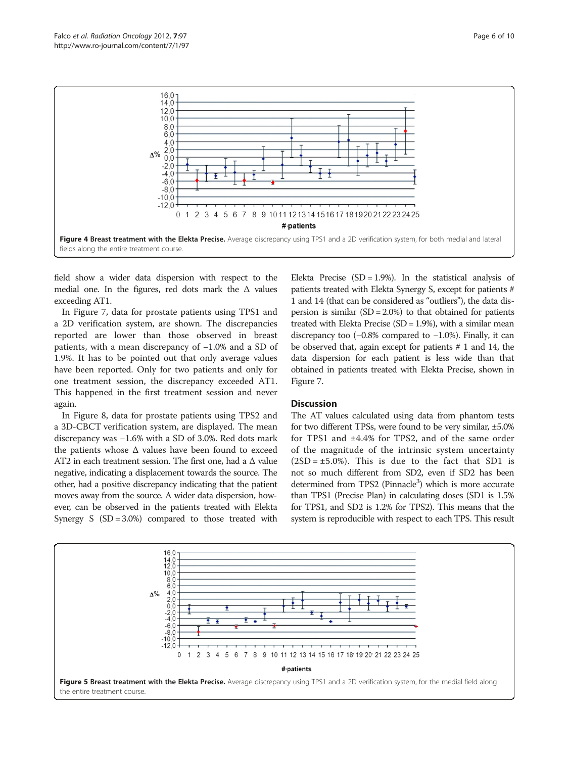**Figure 4 Breast treatment with the Elekta Precise.** Average discrepancy using TPS1 and a 2D verification system, for both medial and lateral fields along the entire treatment course.

field show a wider data dispersion with respect to the medial one. In the figures, red dots mark the Δ values exceeding AT1.

In Figure 7, data for prostate patients using TPS1 and a 2D verification system, are shown. The discrepancies reported are lower than those observed in breast patients, with a mean discrepancy of −1.0% and a SD of 1.9%. It has to be pointed out that only average values have been reported. Only for two patients and only for one treatment session, the discrepancy exceeded AT1. This happened in the first treatment session and never again.

In Figure 8, data for prostate patients using TPS2 and a 3D-CBCT verification system, are displayed. The mean discrepancy was −1.6% with a SD of 3.0%. Red dots mark the patients whose Δ values have been found to exceed AT2 in each treatment session. The first one, had a Δ value negative, indicating a displacement towards the source. The other, had a positive discrepancy indicating that the patient moves away from the source. A wider data dispersion, however, can be observed in the patients treated with Elekta Synergy S (SD = 3.0%) compared to those treated with Elekta Precise (SD = 1.9%). In the statistical analysis of patients treated with Elekta Synergy S, except for patients # 1 and 14 (that can be considered as "outliers"), the data dispersion is similar (SD = 2.0%) to that obtained for patients treated with Elekta Precise (SD = 1.9%), with a similar mean discrepancy too (−0.8% compared to −1.0%). Finally, it can be observed that, again except for patients # 1 and 14, the data dispersion for each patient is less wide than that obtained in patients treated with Elekta Precise, shown in Figure 7.

## Discussion

The AT values calculated using data from phantom tests for two different TPSs, were found to be very similar, ±5.0% for TPS1 and ±4.4% for TPS2, and of the same order of the magnitude of the intrinsic system uncertainty (2SD = ±5.0%). This is due to the fact that SD1 is not so much different from SD2, even if SD2 has been determined from TPS2 (Pinnacle[3]) which is more accurate than TPS1 (Precise Plan) in calculating doses (SD1 is 1.5% for TPS1, and SD2 is 1.2% for TPS2). This means that the system is reproducible with respect to each TPS. This result

**Figure 5 Breast treatment with the Elekta Precise.** Average discrepancy using TPS1 and a 2D verification system, for the medial field along the entire treatment course.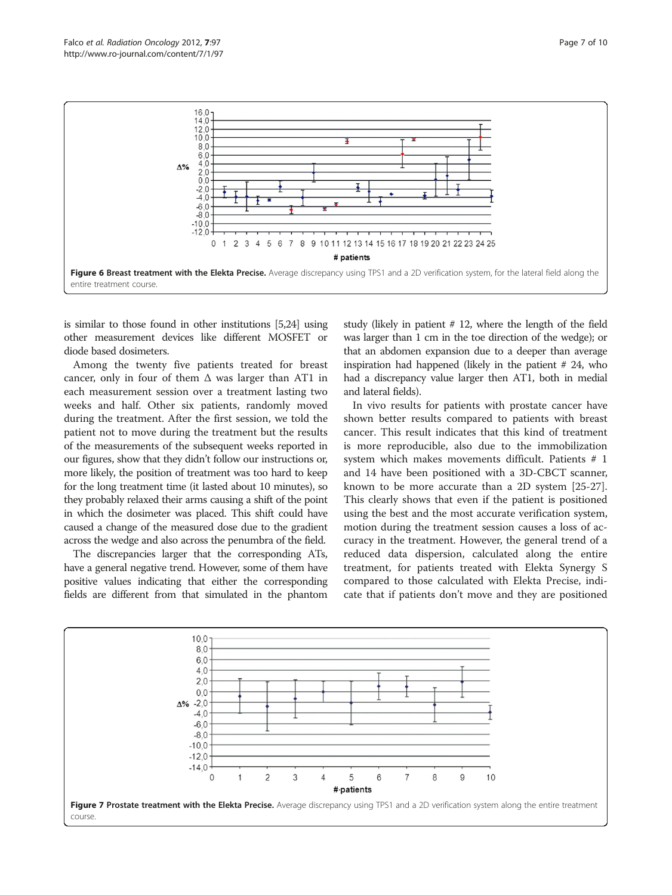Figure 6 **Breast treatment with the Elekta Precise.** Average discrepancy using TPS1 and a 2D verification system, for the lateral field along the entire treatment course.

is similar to those found in other institutions [5,24] using other measurement devices like different MOSFET or diode based dosimeters.

Among the twenty five patients treated for breast cancer, only in four of them Δ was larger than AT1 in each measurement session over a treatment lasting two weeks and half. Other six patients, randomly moved during the treatment. After the first session, we told the patient not to move during the treatment but the results of the measurements of the subsequent weeks reported in our figures, show that they didn't follow our instructions or, more likely, the position of treatment was too hard to keep for the long treatment time (it lasted about 10 minutes), so they probably relaxed their arms causing a shift of the point in which the dosimeter was placed. This shift could have caused a change of the measured dose due to the gradient across the wedge and also across the penumbra of the field.

The discrepancies larger that the corresponding ATs, have a general negative trend. However, some of them have positive values indicating that either the corresponding fields are different from that simulated in the phantom study (likely in patient # 12, where the length of the field was larger than 1 cm in the toe direction of the wedge); or that an abdomen expansion due to a deeper than average inspiration had happened (likely in the patient # 24, who had a discrepancy value larger then AT1, both in medial and lateral fields).

In vivo results for patients with prostate cancer have shown better results compared to patients with breast cancer. This result indicates that this kind of treatment is more reproducible, also due to the immobilization system which makes movements difficult. Patients # 1 and 14 have been positioned with a 3D-CBCT scanner, known to be more accurate than a 2D system [25-27]. This clearly shows that even if the patient is positioned using the best and the most accurate verification system, motion during the treatment session causes a loss of accuracy in the treatment. However, the general trend of a reduced data dispersion, calculated along the entire treatment, for patients treated with Elekta Synergy S compared to those calculated with Elekta Precise, indicate that if patients don't move and they are positioned

Figure 7 **Prostate treatment with the Elekta Precise.** Average discrepancy using TPS1 and a 2D verification system along the entire treatment course.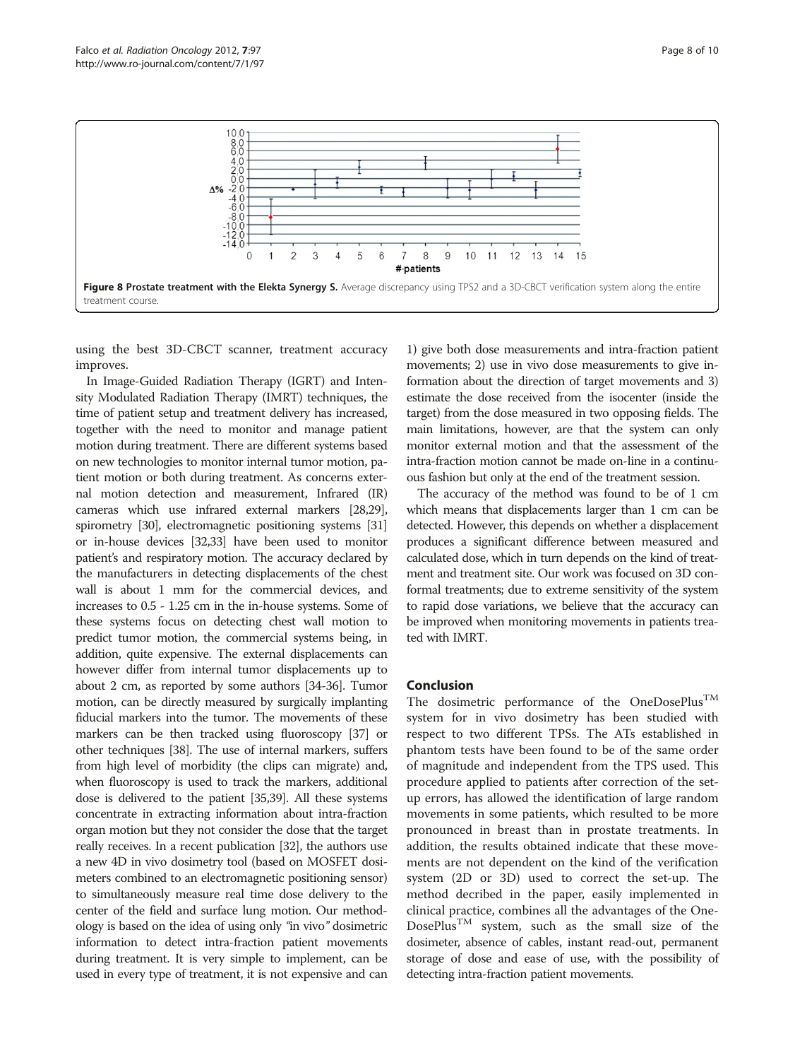**Figure 8 Prostate treatment with the Elekta Synergy S.** Average discrepancy using TPS2 and a 3D-CBCT verification system along the entire treatment course.

using the best 3D-CBCT scanner, treatment accuracy improves.

In Image-Guided Radiation Therapy (IGRT) and Intensity Modulated Radiation Therapy (IMRT) techniques, the time of patient setup and treatment delivery has increased, together with the need to monitor and manage patient motion during treatment. There are different systems based on new technologies to monitor internal tumor motion, patient motion or both during treatment. As concerns external motion detection and measurement, Infrared (IR) cameras which use infrared external markers [28,29], spirometry [30], electromagnetic positioning systems [31] or in-house devices [32,33] have been used to monitor patient's and respiratory motion. The accuracy declared by the manufacturers in detecting displacements of the chest wall is about 1 mm for the commercial devices, and increases to 0.5 - 1.25 cm in the in-house systems. Some of these systems focus on detecting chest wall motion to predict tumor motion, the commercial systems being, in addition, quite expensive. The external displacements can however differ from internal tumor displacements up to about 2 cm, as reported by some authors [34-36]. Tumor motion, can be directly measured by surgically implanting fiducial markers into the tumor. The movements of these markers can be then tracked using fluoroscopy [37] or other techniques [38]. The use of internal markers, suffers from high level of morbidity (the clips can migrate) and, when fluoroscopy is used to track the markers, additional dose is delivered to the patient [35,39]. All these systems concentrate in extracting information about intra-fraction organ motion but they not consider the dose that the target really receives. In a recent publication [32], the authors use a new 4D in vivo dosimetry tool (based on MOSFET dosimeters combined to an electromagnetic positioning sensor) to simultaneously measure real time dose delivery to the center of the field and surface lung motion. Our methodology is based on the idea of using only "in vivo" dosimetric information to detect intra-fraction patient movements during treatment. It is very simple to implement, can be used in every type of treatment, it is not expensive and can 1) give both dose measurements and intra-fraction patient movements; 2) use in vivo dose measurements to give information about the direction of target movements and 3) estimate the dose received from the isocenter (inside the target) from the dose measured in two opposing fields. The main limitations, however, are that the system can only monitor external motion and that the assessment of the intra-fraction motion cannot be made on-line in a continuous fashion but only at the end of the treatment session.

The accuracy of the method was found to be of 1 cm which means that displacements larger than 1 cm can be detected. However, this depends on whether a displacement produces a significant difference between measured and calculated dose, which in turn depends on the kind of treatment and treatment site. Our work was focused on 3D conformal treatments; due to extreme sensitivity of the system to rapid dose variations, we believe that the accuracy can be improved when monitoring movements in patients treated with IMRT.

## Conclusion

The dosimetric performance of the OneDosePlus$^{TM}$ system for in vivo dosimetry has been studied with respect to two different TPSs. The ATs established in phantom tests have been found to be of the same order of magnitude and independent from the TPS used. This procedure applied to patients after correction of the set-up errors, has allowed the identification of large random movements in some patients, which resulted to be more pronounced in breast than in prostate treatments. In addition, the results obtained indicate that these movements are not dependent on the kind of the verification system (2D or 3D) used to correct the set-up. The method decribed in the paper, easily implemented in clinical practice, combines all the advantages of the OneDosePlus$^{TM}$ system, such as the small size of the dosimeter, absence of cables, instant read-out, permanent storage of dose and ease of use, with the possibility of detecting intra-fraction patient movements.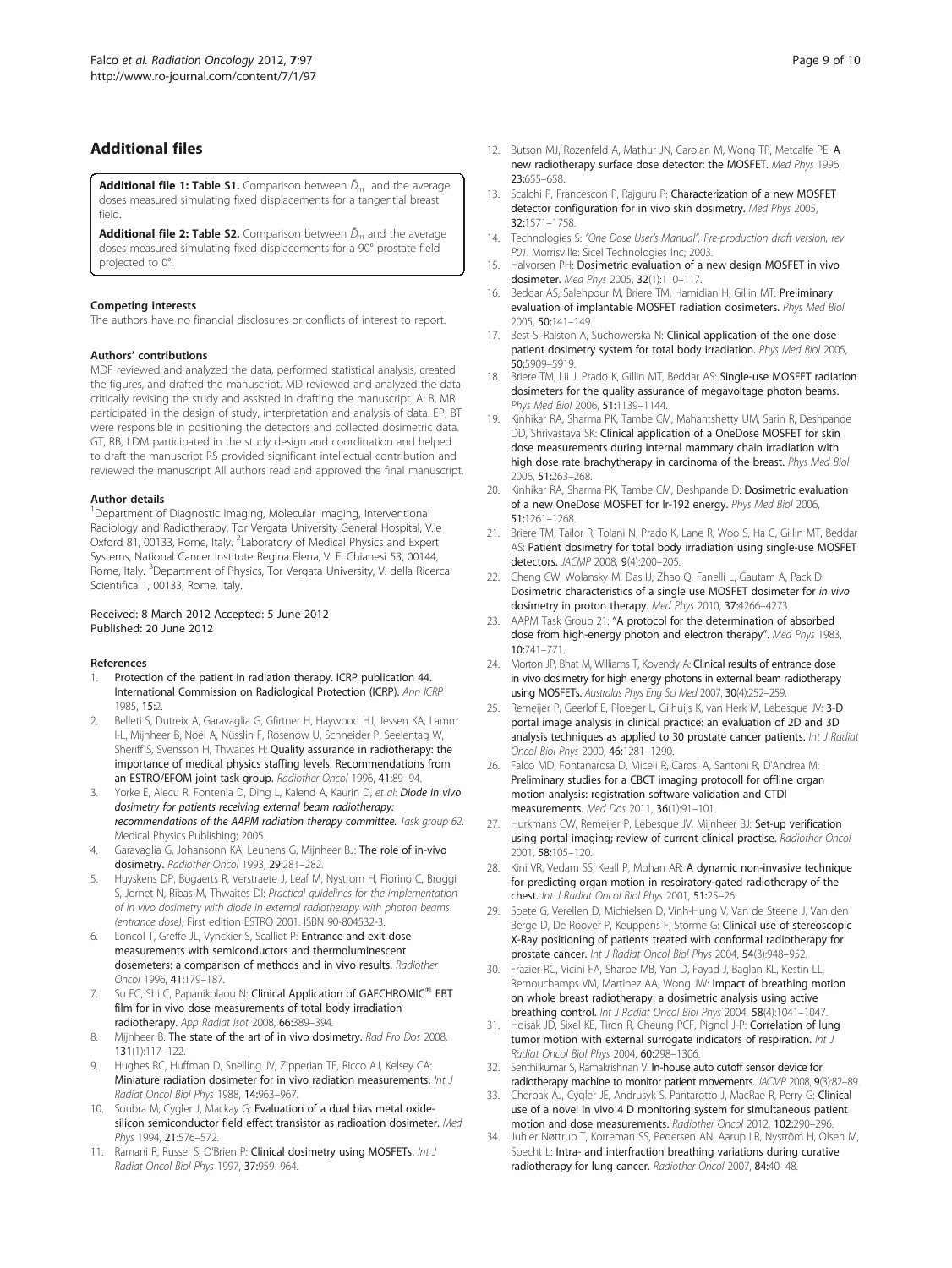## Additional files

**Additional file 1: Table S1.** Comparison between $\bar{D}_m$ and the average doses measured simulating fixed displacements for a tangential breast field.

**Additional file 2: Table S2.** Comparison between $\bar{D}_m$ and the average doses measured simulating fixed displacements for a 90° prostate field projected to 0°.

#### Competing interests

The authors have no financial disclosures or conflicts of interest to report.

#### Authors' contributions

MDF reviewed and analyzed the data, performed statistical analysis, created the figures, and drafted the manuscript. MD reviewed and analyzed the data, critically revising the study and assisted in drafting the manuscript. ALB, MR participated in the design of study, interpretation and analysis of data. EP, BT were responsible in positioning the detectors and collected dosimetric data. GT, RB, LDM participated in the study design and coordination and helped to draft the manuscript RS provided significant intellectual contribution and reviewed the manuscript All authors read and approved the final manuscript.

#### Author details

[1]Department of Diagnostic Imaging, Molecular Imaging, Interventional Radiology and Radiotherapy, Tor Vergata University General Hospital, V.le Oxford 81, 00133, Rome, Italy. [2]Laboratory of Medical Physics and Expert Systems, National Cancer Institute Regina Elena, V. E. Chianesi 53, 00144, Rome, Italy. [3]Department of Physics, Tor Vergata University, V. della Ricerca Scientifica 1, 00133, Rome, Italy.

Received: 8 March 2012 Accepted: 5 June 2012
Published: 20 June 2012

#### References

1. Protection of the patient in radiation therapy. ICRP publication 44. International Commission on Radiological Protection (ICRP). Ann ICRP 1985, 15:2.
2. Belleti S, Dutreix A, Garavaglia G, Gfirtner H, Haywood HJ, Jessen KA, Lamm I-L, Mijnheer B, Noël A, Nüsslin F, Rosenow U, Schneider P, Seelentag W, Sheriff S, Svensson H, Thwaites H: Quality assurance in radiotherapy: the importance of medical physics staffing levels. Recommendations from an ESTRO/EFOM joint task group. Radiother Oncol 1996, 41:89–94.
3. Yorke E, Alecu R, Fontenla D, Ding L, Kalend A, Kaurin D, et al: *Diode in vivo dosimetry for patients receiving external beam radiotherapy: recommendations of the AAPM radiation therapy committee.* Task group 62. Medical Physics Publishing; 2005.
4. Garavaglia G, Johansonn KA, Leunens G, Mijnheer BJ: The role of in-vivo dosimetry. Radiother Oncol 1993, 29:281–282.
5. Huyskens DP, Bogaerts R, Verstraete J, Leaf M, Nystrom H, Fiorino C, Broggi S, Jornet N, Ribas M, Thwaites DI: *Practical guidelines for the implementation of in vivo dosimetry with diode in external radiotherapy with photon beams (entrance dose)*, First edition ESTRO 2001. ISBN 90-804532-3.
6. Loncol T, Greffe JL, Vynckier S, Scalliet P: Entrance and exit dose measurements with semiconductors and thermoluminescent dosemeters: a comparison of methods and in vivo results. Radiother Oncol 1996, 41:179–187.
7. Su FC, Shi C, Papanikolaou N: Clinical Application of GAFCHROMIC® EBT film for in vivo dose measurements of total body irradiation radiotherapy. App Radiat Isot 2008, 66:389–394.
8. Mijnheer B: The state of the art of in vivo dosimetry. Rad Pro Dos 2008, 131(1):117–122.
9. Hughes RC, Huffman D, Snelling JV, Zipperian TE, Ricco AJ, Kelsey CA: Miniature radiation dosimeter for in vivo radiation measurements. Int J Radiat Oncol Biol Phys 1988, 14:963–967.
10. Soubra M, Cygler J, Mackay G: Evaluation of a dual bias metal oxide-silicon semiconductor field effect transistor as radioation dosimeter. Med Phys 1994, 21:576–572.
11. Ramani R, Russel S, O'Brien P: Clinical dosimetry using MOSFETs. Int J Radiat Oncol Biol Phys 1997, 37:959–964.
12. Butson MJ, Rozenfeld A, Mathur JN, Carolan M, Wong TP, Metcalfe PE: A new radiotherapy surface dose detector: the MOSFET. Med Phys 1996, 23:655–658.
13. Scalchi P, Francescon P, Rajguru P: Characterization of a new MOSFET detector configuration for in vivo skin dosimetry. Med Phys 2005, 32:1571–1758.
14. Technologies S: *"One Dose User's Manual", Pre-production draft version, rev P01*. Morrisville: Sicel Technologies Inc; 2003.
15. Halvorsen PH: Dosimetric evaluation of a new design MOSFET in vivo dosimeter. Med Phys 2005, 32(1):110–117.
16. Beddar AS, Salehpour M, Briere TM, Hamidian H, Gillin MT: Preliminary evaluation of implantable MOSFET radiation dosimeters. Phys Med Biol 2005, 50:141–149.
17. Best S, Ralston A, Suchowerska N: Clinical application of the one dose patient dosimetry system for total body irradiation. Phys Med Biol 2005, 50:5909–5919.
18. Briere TM, Lii J, Prado K, Gillin MT, Beddar AS: Single-use MOSFET radiation dosimeters for the quality assurance of megavoltage photon beams. Phys Med Biol 2006, 51:1139–1144.
19. Kinhikar RA, Sharma PK, Tambe CM, Mahantshetty UM, Sarin R, Deshpande DD, Shrivastava SK: Clinical application of a OneDose MOSFET for skin dose measurements during internal mammary chain irradiation with high dose rate brachytherapy in carcinoma of the breast. Phys Med Biol 2006, 51:263–268.
20. Kinhikar RA, Sharma PK, Tambe CM, Deshpande D: Dosimetric evaluation of a new OneDose MOSFET for Ir-192 energy. Phys Med Biol 2006, 51:1261–1268.
21. Briere TM, Tailor R, Tolani N, Prado K, Lane R, Woo S, Ha C, Gillin MT, Beddar AS: Patient dosimetry for total body irradiation using single-use MOSFET detectors. JACMP 2008, 9(4):200–205.
22. Cheng CW, Wolansky M, Das IJ, Zhao Q, Fanelli L, Gautam A, Pack D: Dosimetric characteristics of a single use MOSFET dosimeter for *in vivo* dosimetry in proton therapy. Med Phys 2010, 37:4266–4273.
23. AAPM Task Group 21: "A protocol for the determination of absorbed dose from high-energy photon and electron therapy". Med Phys 1983, 10:741–771.
24. Morton JP, Bhat M, Williams T, Kovendy A: Clinical results of entrance dose in vivo dosimetry for high energy photons in external beam radiotherapy using MOSFETs. Australas Phys Eng Sci Med 2007, 30(4):252–259.
25. Remeijer P, Geerlof E, Ploeger L, Gilhuijs K, van Herk M, Lebesque JV: 3-D portal image analysis in clinical practice: an evaluation of 2D and 3D analysis techniques as applied to 30 prostate cancer patients. Int J Radiat Oncol Biol Phys 2000, 46:1281–1290.
26. Falco MD, Fontanarosa D, Miceli R, Carosi A, Santoni R, D'Andrea M: Preliminary studies for a CBCT imaging protocoll for offline organ motion analysis: registration software validation and CTDI measurements. Med Dos 2011, 36(1):91–101.
27. Hurkmans CW, Remeijer P, Lebesque JV, Mijnheer BJ: Set-up verification using portal imaging; review of current clinical practise. Radiother Oncol 2001, 58:105–120.
28. Kini VR, Vedam SS, Keall P, Mohan AR: A dynamic non-invasive technique for predicting organ motion in respiratory-gated radiotherapy of the chest. Int J Radiat Oncol Biol Phys 2001, 51:25–26.
29. Soete G, Verellen D, Michielsen D, Vinh-Hung V, Van de Steene J, Van den Berge D, De Roover P, Keuppens F, Storme G: Clinical use of stereoscopic X-Ray positioning of patients treated with conformal radiotherapy for prostate cancer. Int J Radiat Oncol Biol Phys 2004, 54(3):948–952.
30. Frazier RC, Vicini FA, Sharpe MB, Yan D, Fayad J, Baglan KL, Kestin LL, Remouchamps VM, Martinez AA, Wong JW: Impact of breathing motion on whole breast radiotherapy: a dosimetric analysis using active breathing control. Int J Radiat Oncol Biol Phys 2004, 58(4):1041–1047.
31. Hoisak JD, Sixel KE, Tiron R, Cheung PCF, Pignol J-P: Correlation of lung tumor motion with external surrogate indicators of respiration. Int J Radiat Oncol Biol Phys 2004, 60:298–1306.
32. Senthilkumar S, Ramakrishnan V: In-house auto cutoff sensor device for radiotherapy machine to monitor patient movements. JACMP 2008, 9(3):82–89.
33. Cherpak AJ, Cygler JE, Andrusyk S, Pantarotto J, MacRae R, Perry G: Clinical use of a novel in vivo 4 D monitoring system for simultaneous patient motion and dose measurements. Radiother Oncol 2012, 102:290–296.
34. Juhler Nøttrup T, Korreman SS, Pedersen AN, Aarup LR, Nyström H, Olsen M, Specht L: Intra- and interfraction breathing variations during curative radiotherapy for lung cancer. Radiother Oncol 2007, 84:40–48.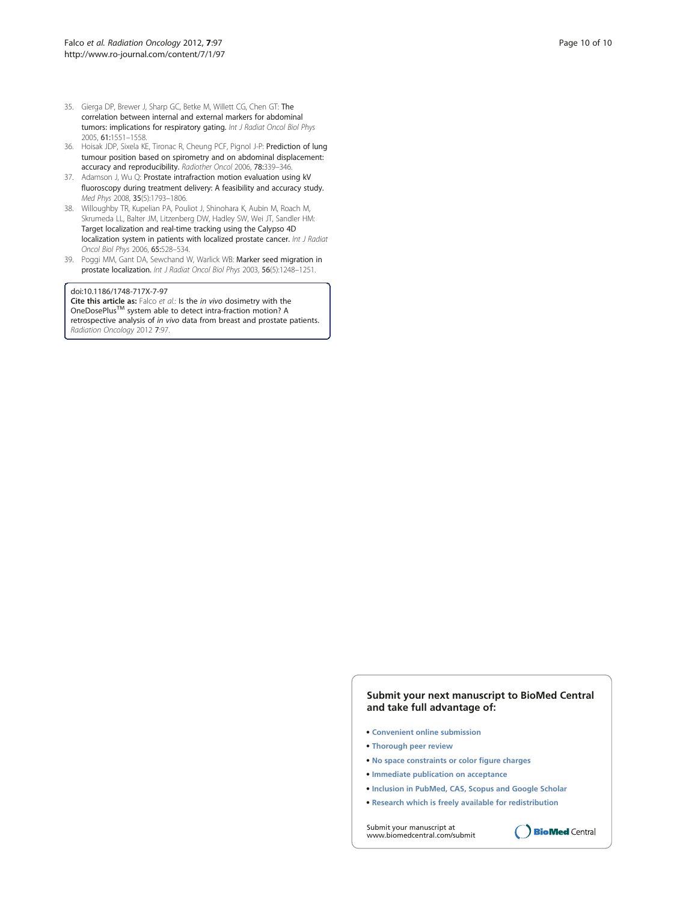35. Gierga DP, Brewer J, Sharp GC, Betke M, Willett CG, Chen GT: **The correlation between internal and external markers for abdominal tumors: implications for respiratory gating.** *Int J Radiat Oncol Biol Phys* 2005, **61:**1551–1558.
36. Hoisak JDP, Sixela KE, Tironac R, Cheung PCF, Pignol J-P: **Prediction of lung tumour position based on spirometry and on abdominal displacement: accuracy and reproducibility.** *Radiother Oncol* 2006, **78:**339–346.
37. Adamson J, Wu Q: **Prostate intrafraction motion evaluation using kV fluoroscopy during treatment delivery: A feasibility and accuracy study.** *Med Phys* 2008, **35**(5):1793–1806.
38. Willoughby TR, Kupelian PA, Pouliot J, Shinohara K, Aubin M, Roach M, Skrumeda LL, Balter JM, Litzenberg DW, Hadley SW, Wei JT, Sandler HM: **Target localization and real-time tracking using the Calypso 4D localization system in patients with localized prostate cancer.** *Int J Radiat Oncol Biol Phys* 2006, **65:**528–534.
39. Poggi MM, Gant DA, Sewchand W, Warlick WB: **Marker seed migration in prostate localization.** *Int J Radiat Oncol Biol Phys* 2003, **56**(5):1248–1251.

doi:10.1186/1748-717X-7-97

**Cite this article as:** Falco *et al.*: Is the *in vivo* dosimetry with the OneDosePlus[TM] system able to detect intra-fraction motion? A retrospective analysis of *in vivo* data from breast and prostate patients. *Radiation Oncology* 2012 **7**:97.

**Submit your next manuscript to BioMed Central and take full advantage of:**

- **Convenient online submission**
- **Thorough peer review**
- **No space constraints or color figure charges**
- **Immediate publication on acceptance**
- **Inclusion in PubMed, CAS, Scopus and Google Scholar**
- **Research which is freely available for redistribution**

Submit your manuscript at
www.biomedcentral.com/submit

BioMed Central